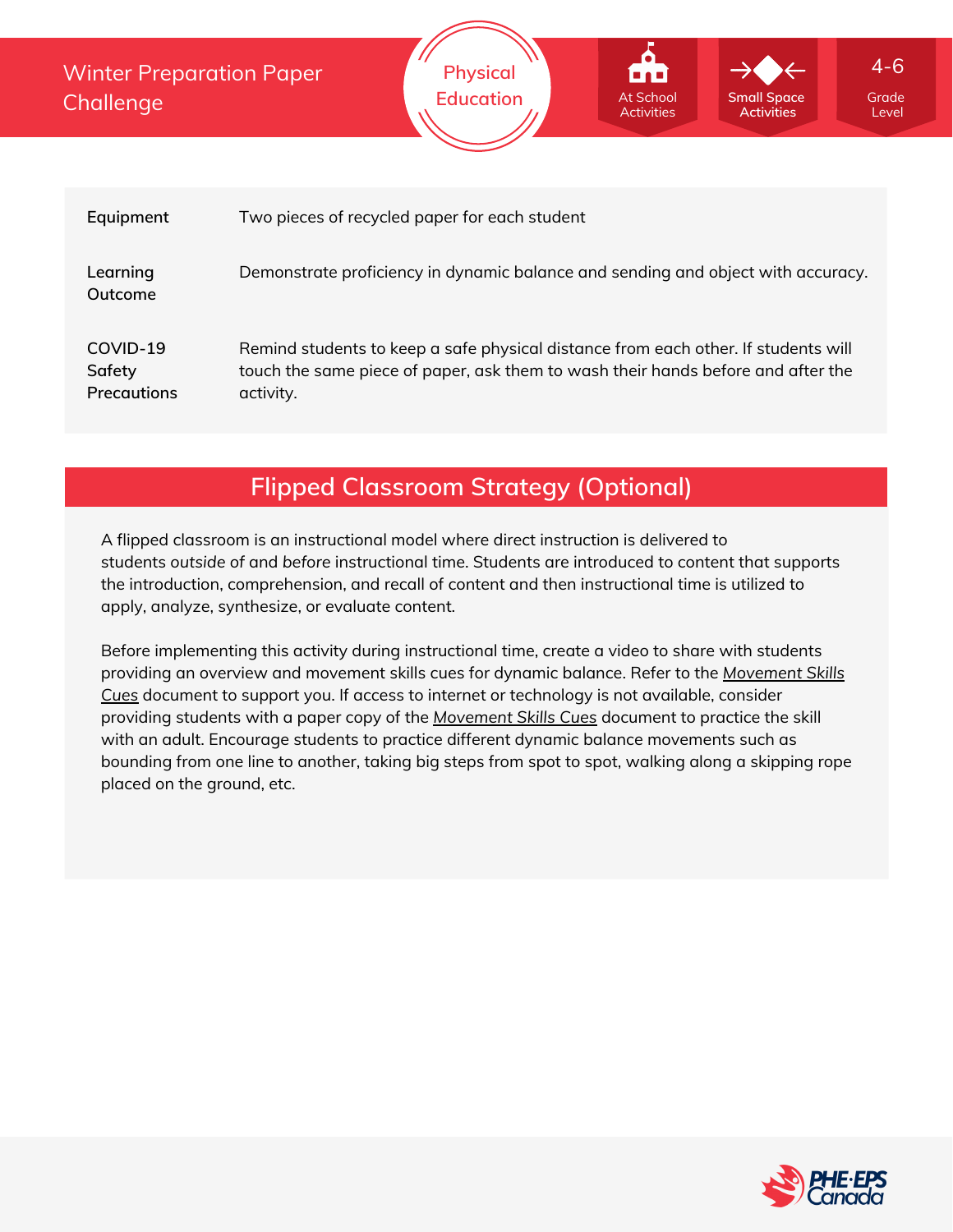# Winter Preparation Paper Challenge

Physical Education

At School Activities | Small Space Activities | 4-6 Grade Level

| | |
|---|---|
| **Equipment** | Two pieces of recycled paper for each student |
| **Learning Outcome** | Demonstrate proficiency in dynamic balance and sending and object with accuracy. |
| **COVID-19 Safety Precautions** | Remind students to keep a safe physical distance from each other. If students will touch the same piece of paper, ask them to wash their hands before and after the activity. |

## Flipped Classroom Strategy (Optional)

A flipped classroom is an instructional model where direct instruction is delivered to students *outside* of and *before* instructional time. Students are introduced to content that supports the introduction, comprehension, and recall of content and then instructional time is utilized to apply, analyze, synthesize, or evaluate content.

Before implementing this activity during instructional time, create a video to share with students providing an overview and movement skills cues for dynamic balance. Refer to the *Movement Skills Cues* document to support you. If access to internet or technology is not available, consider providing students with a paper copy of the *Movement Skills Cues* document to practice the skill with an adult. Encourage students to practice different dynamic balance movements such as bounding from one line to another, taking big steps from spot to spot, walking along a skipping rope placed on the ground, etc.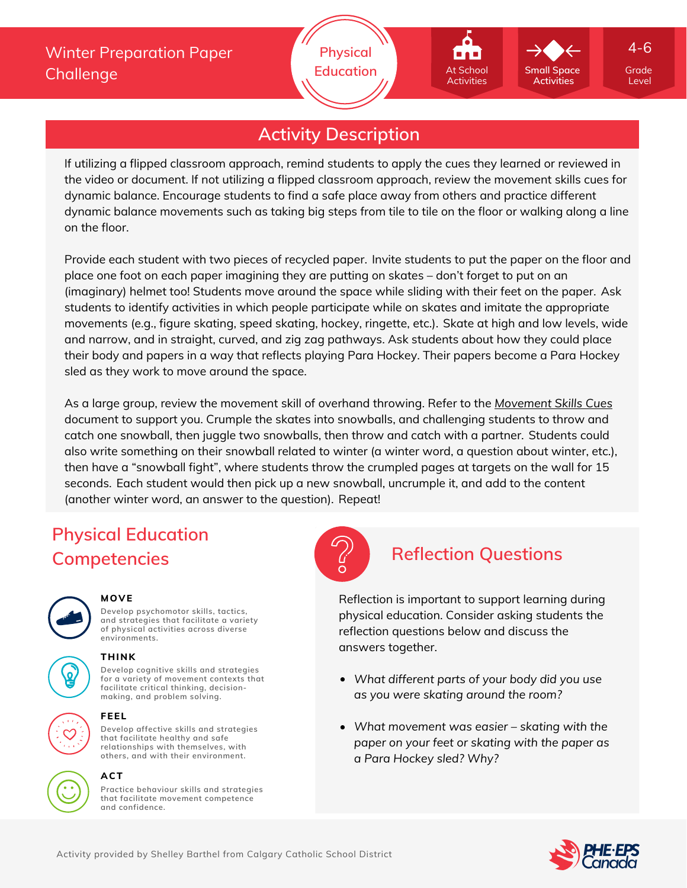# Winter Preparation Paper Challenge

Physical Education

At School Activities | Small Space Activities | 4-6 Grade Level

## Activity Description

If utilizing a flipped classroom approach, remind students to apply the cues they learned or reviewed in the video or document. If not utilizing a flipped classroom approach, review the movement skills cues for dynamic balance. Encourage students to find a safe place away from others and practice different dynamic balance movements such as taking big steps from tile to tile on the floor or walking along a line on the floor.

Provide each student with two pieces of recycled paper. Invite students to put the paper on the floor and place one foot on each paper imagining they are putting on skates – don't forget to put on an (imaginary) helmet too! Students move around the space while sliding with their feet on the paper. Ask students to identify activities in which people participate while on skates and imitate the appropriate movements (e.g., figure skating, speed skating, hockey, ringette, etc.). Skate at high and low levels, wide and narrow, and in straight, curved, and zig zag pathways. Ask students about how they could place their body and papers in a way that reflects playing Para Hockey. Their papers become a Para Hockey sled as they work to move around the space.

As a large group, review the movement skill of overhand throwing. Refer to the _Movement Skills Cues_ document to support you. Crumple the skates into snowballs, and challenging students to throw and catch one snowball, then juggle two snowballs, then throw and catch with a partner. Students could also write something on their snowball related to winter (a winter word, a question about winter, etc.), then have a "snowball fight", where students throw the crumpled pages at targets on the wall for 15 seconds. Each student would then pick up a new snowball, uncrumple it, and add to the content (another winter word, an answer to the question). Repeat!

## Physical Education Competencies

**MOVE**
Develop psychomotor skills, tactics, and strategies that facilitate a variety of physical activities across diverse environments.

**THINK**
Develop cognitive skills and strategies for a variety of movement contexts that facilitate critical thinking, decision-making, and problem solving.

**FEEL**
Develop affective skills and strategies that facilitate healthy and safe relationships with themselves, with others, and with their environment.

**ACT**
Practice behaviour skills and strategies that facilitate movement competence and confidence.

## Reflection Questions

Reflection is important to support learning during physical education. Consider asking students the reflection questions below and discuss the answers together.

- *What different parts of your body did you use as you were skating around the room?*
- *What movement was easier – skating with the paper on your feet or skating with the paper as a Para Hockey sled? Why?*

Activity provided by Shelley Barthel from Calgary Catholic School District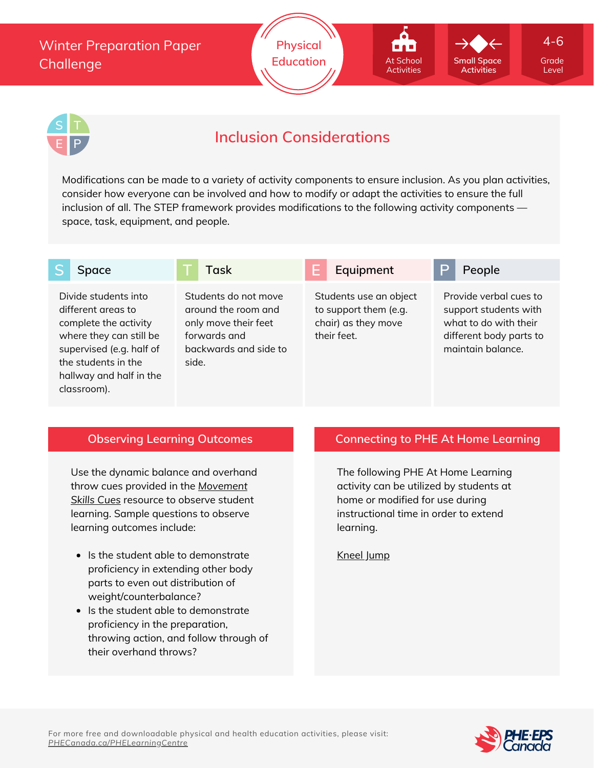Winter Preparation Paper Challenge

Physical Education

At School Activities | Small Space Activities | 4-6 Grade Level

## Inclusion Considerations

Modifications can be made to a variety of activity components to ensure inclusion. As you plan activities, consider how everyone can be involved and how to modify or adapt the activities to ensure the full inclusion of all. The STEP framework provides modifications to the following activity components — space, task, equipment, and people.

| S Space | T Task | E Equipment | P People |
| --- | --- | --- | --- |
| Divide students into different areas to complete the activity where they can still be supervised (e.g. half of the students in the hallway and half in the classroom). | Students do not move around the room and only move their feet forwards and backwards and side to side. | Students use an object to support them (e.g. chair) as they move their feet. | Provide verbal cues to support students with what to do with their different body parts to maintain balance. |

## Observing Learning Outcomes

Use the dynamic balance and overhand throw cues provided in the Movement Skills Cues resource to observe student learning. Sample questions to observe learning outcomes include:

- Is the student able to demonstrate proficiency in extending other body parts to even out distribution of weight/counterbalance?
- Is the student able to demonstrate proficiency in the preparation, throwing action, and follow through of their overhand throws?

## Connecting to PHE At Home Learning

The following PHE At Home Learning activity can be utilized by students at home or modified for use during instructional time in order to extend learning.

Kneel Jump

For more free and downloadable physical and health education activities, please visit: PHECanada.ca/PHELearningCentre